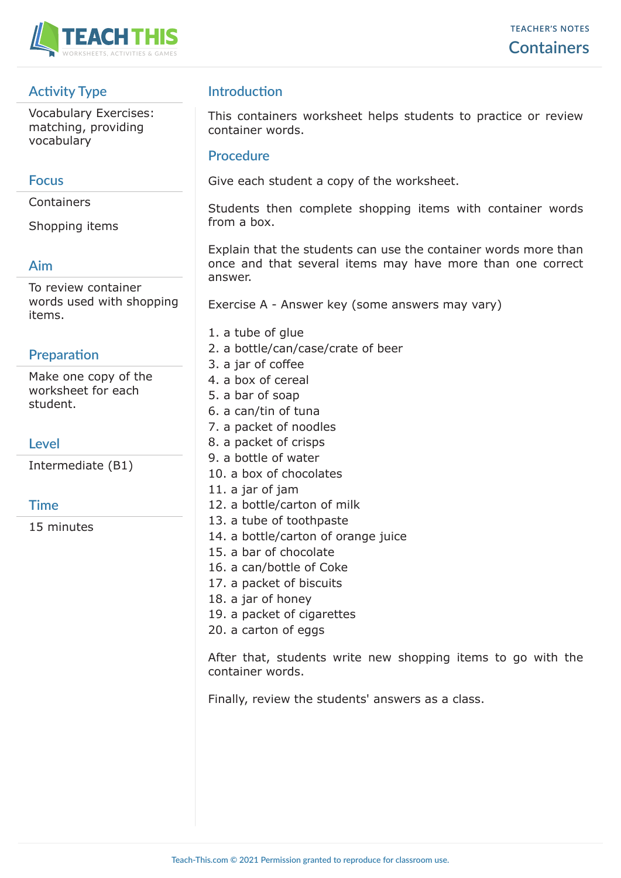# Containers

TEACHER'S NOTES

## Activity Type

Vocabulary Exercises: matching, providing vocabulary

## Focus

Containers

Shopping items

## Aim

To review container words used with shopping items.

## Preparation

Make one copy of the worksheet for each student.

## Level

Intermediate (B1)

## Time

15 minutes

## Introduction

This containers worksheet helps students to practice or review container words.

## Procedure

Give each student a copy of the worksheet.

Students then complete shopping items with container words from a box.

Explain that the students can use the container words more than once and that several items may have more than one correct answer.

Exercise A - Answer key (some answers may vary)

1. a tube of glue
2. a bottle/can/case/crate of beer
3. a jar of coffee
4. a box of cereal
5. a bar of soap
6. a can/tin of tuna
7. a packet of noodles
8. a packet of crisps
9. a bottle of water
10. a box of chocolates
11. a jar of jam
12. a bottle/carton of milk
13. a tube of toothpaste
14. a bottle/carton of orange juice
15. a bar of chocolate
16. a can/bottle of Coke
17. a packet of biscuits
18. a jar of honey
19. a packet of cigarettes
20. a carton of eggs

After that, students write new shopping items to go with the container words.

Finally, review the students' answers as a class.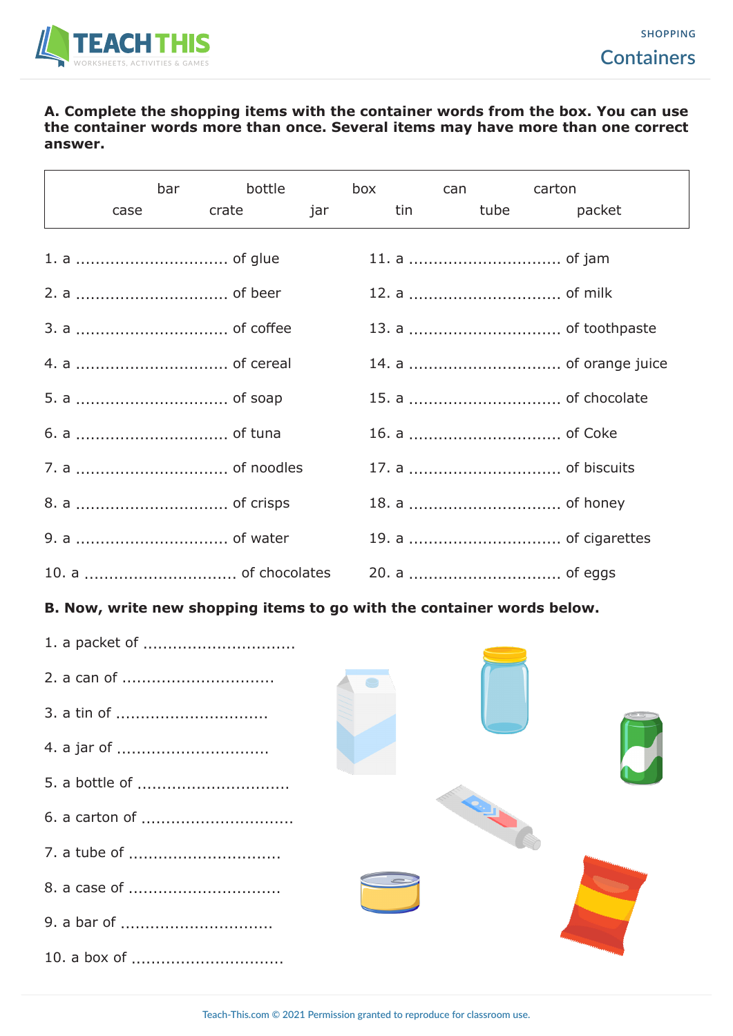## Containers

**A. Complete the shopping items with the container words from the box. You can use the container words more than once. Several items may have more than one correct answer.**

| | | | | |
|---|---|---|---|---|
| bar | bottle | box | can | carton |
| case | crate | jar | tin | tube |
| packet | | | | |

1. a .............................. of glue
2. a .............................. of beer
3. a .............................. of coffee
4. a .............................. of cereal
5. a .............................. of soap
6. a .............................. of tuna
7. a .............................. of noodles
8. a .............................. of crisps
9. a .............................. of water
10. a .............................. of chocolates
11. a .............................. of jam
12. a .............................. of milk
13. a .............................. of toothpaste
14. a .............................. of orange juice
15. a .............................. of chocolate
16. a .............................. of Coke
17. a .............................. of biscuits
18. a .............................. of honey
19. a .............................. of cigarettes
20. a .............................. of eggs

**B. Now, write new shopping items to go with the container words below.**

1. a packet of ..............................
2. a can of ..............................
3. a tin of ..............................
4. a jar of ..............................
5. a bottle of ..............................
6. a carton of ..............................
7. a tube of ..............................
8. a case of ..............................
9. a bar of ..............................
10. a box of ..............................